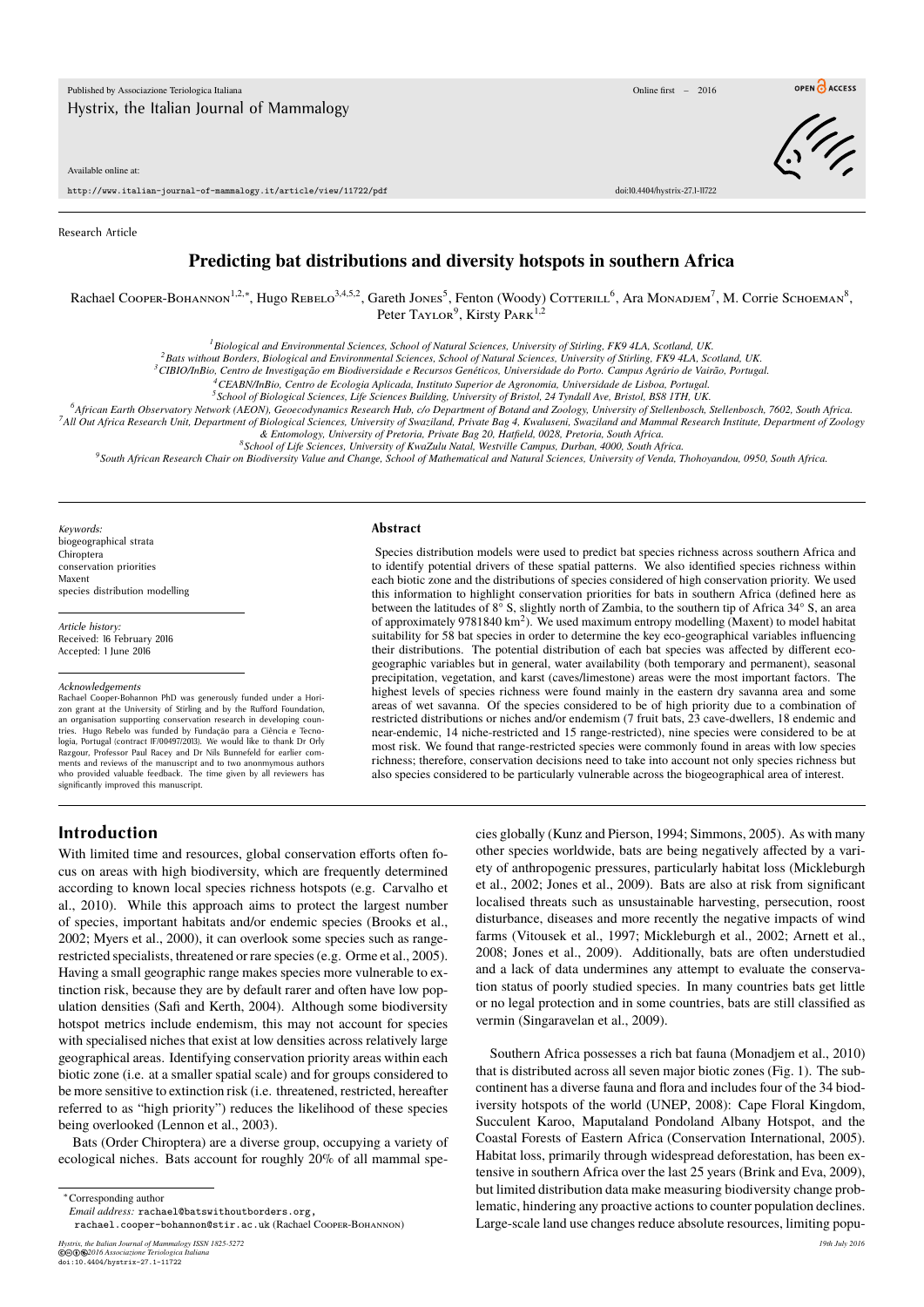Research Article

# Predicting bat distributions and diversity hotspots in southern Africa

Rachael Cooper-Bohannon[1,2,*], Hugo Rebelo[3,4,5,2], Gareth Jones[5], Fenton (Woody) Cotterill[6], Ara Monadjem[7], M. Corrie Schoeman[8], Peter Taylor[9], Kirsty Park[1,2]

[1] Biological and Environmental Sciences, School of Natural Sciences, University of Stirling, FK9 4LA, Scotland, UK.
[2] Bats without Borders, Biological and Environmental Sciences, School of Natural Sciences, University of Stirling, FK9 4LA, Scotland, UK.
[3] CIBIO/InBio, Centro de Investigação em Biodiversidade e Recursos Genéticos, Universidade do Porto. Campus Agrário de Vairão, Portugal.
[4] CEABN/InBio, Centro de Ecologia Aplicada, Instituto Superior de Agronomia, Universidade de Lisboa, Portugal.
[5] School of Biological Sciences, Life Sciences Building, University of Bristol, 24 Tyndall Ave, Bristol, BS8 1TH, UK.
[6] African Earth Observatory Network (AEON), Geoecodynamics Research Hub, c/o Department of Botand and Zoology, University of Stellenbosch, Stellenbosch, 7602, South Africa.
[7] All Out Africa Research Unit, Department of Biological Sciences, University of Swaziland, Private Bag 4, Kwaluseni, Swaziland and Mammal Research Institute, Department of Zoology & Entomology, University of Pretoria, Private Bag 20, Hatfield, 0028, Pretoria, South Africa.
[8] School of Life Sciences, University of KwaZulu Natal, Westville Campus, Durban, 4000, South Africa.
[9] South African Research Chair on Biodiversity Value and Change, School of Mathematical and Natural Sciences, University of Venda, Thohoyandou, 0950, South Africa.

*Keywords:*
biogeographical strata
Chiroptera
conservation priorities
Maxent
species distribution modelling

*Article history:*
Received: 16 February 2016
Accepted: 1 June 2016

*Acknowledgements*
Rachael Cooper-Bohannon PhD was generously funded under a Horizon grant at the University of Stirling and by the Rufford Foundation, an organisation supporting conservation research in developing countries. Hugo Rebelo was funded by Fundação para a Ciência e Tecnologia, Portugal (contract IF/00497/2013). We would like to thank Dr Orly Razgour, Professor Paul Racey and Dr Nils Bunnefeld for earlier comments and reviews of the manuscript and to two anonmymous authors who provided valuable feedback. The time given by all reviewers has significantly improved this manuscript.

## Abstract

Species distribution models were used to predict bat species richness across southern Africa and to identify potential drivers of these spatial patterns. We also identified species richness within each biotic zone and the distributions of species considered of high conservation priority. We used this information to highlight conservation priorities for bats in southern Africa (defined here as between the latitudes of 8° S, slightly north of Zambia, to the southern tip of Africa 34° S, an area of approximately 9781840 km$^2$). We used maximum entropy modelling (Maxent) to model habitat suitability for 58 bat species in order to determine the key eco-geographical variables influencing their distributions. The potential distribution of each bat species was affected by different eco-geographic variables but in general, water availability (both temporary and permanent), seasonal precipitation, vegetation, and karst (caves/limestone) areas were the most important factors. The highest levels of species richness were found mainly in the eastern dry savanna area and some areas of wet savanna. Of the species considered to be of high priority due to a combination of restricted distributions or niches and/or endemism (7 fruit bats, 23 cave-dwellers, 18 endemic and near-endemic, 14 niche-restricted and 15 range-restricted), nine species were considered to be at most risk. We found that range-restricted species were commonly found in areas with low species richness; therefore, conservation decisions need to take into account not only species richness but also species considered to be particularly vulnerable across the biogeographical area of interest.

## Introduction

With limited time and resources, global conservation efforts often focus on areas with high biodiversity, which are frequently determined according to known local species richness hotspots (e.g. Carvalho et al., 2010). While this approach aims to protect the largest number of species, important habitats and/or endemic species (Brooks et al., 2002; Myers et al., 2000), it can overlook some species such as range-restricted specialists, threatened or rare species (e.g. Orme et al., 2005). Having a small geographic range makes species more vulnerable to extinction risk, because they are by default rarer and often have low population densities (Safi and Kerth, 2004). Although some biodiversity hotspot metrics include endemism, this may not account for species with specialised niches that exist at low densities across relatively large geographical areas. Identifying conservation priority areas within each biotic zone (i.e. at a smaller spatial scale) and for groups considered to be more sensitive to extinction risk (i.e. threatened, restricted, hereafter referred to as "high priority") reduces the likelihood of these species being overlooked (Lennon et al., 2003).

Bats (Order Chiroptera) are a diverse group, occupying a variety of ecological niches. Bats account for roughly 20% of all mammal species globally (Kunz and Pierson, 1994; Simmons, 2005). As with many other species worldwide, bats are being negatively affected by a variety of anthropogenic pressures, particularly habitat loss (Mickleburgh et al., 2002; Jones et al., 2009). Bats are also at risk from significant localised threats such as unsustainable harvesting, persecution, roost disturbance, diseases and more recently the negative impacts of wind farms (Vitousek et al., 1997; Mickleburgh et al., 2002; Arnett et al., 2008; Jones et al., 2009). Additionally, bats are often understudied and a lack of data undermines any attempt to evaluate the conservation status of poorly studied species. In many countries bats get little or no legal protection and in some countries, bats are still classified as vermin (Singaravelan et al., 2009).

Southern Africa possesses a rich bat fauna (Monadjem et al., 2010) that is distributed across all seven major biotic zones (Fig. 1). The subcontinent has a diverse fauna and flora and includes four of the 34 biodiversity hotspots of the world (UNEP, 2008): Cape Floral Kingdom, Succulent Karoo, Maputaland Pondoland Albany Hotspot, and the Coastal Forests of Eastern Africa (Conservation International, 2005). Habitat loss, primarily through widespread deforestation, has been extensive in southern Africa over the last 25 years (Brink and Eva, 2009), but limited distribution data make measuring biodiversity change problematic, hindering any proactive actions to counter population declines. Large-scale land use changes reduce absolute resources, limiting popu-

*Corresponding author
*Email address:* rachael@batswithoutborders.org, rachael.cooper-bohannon@stir.ac.uk (Rachael Cooper-Bohannon)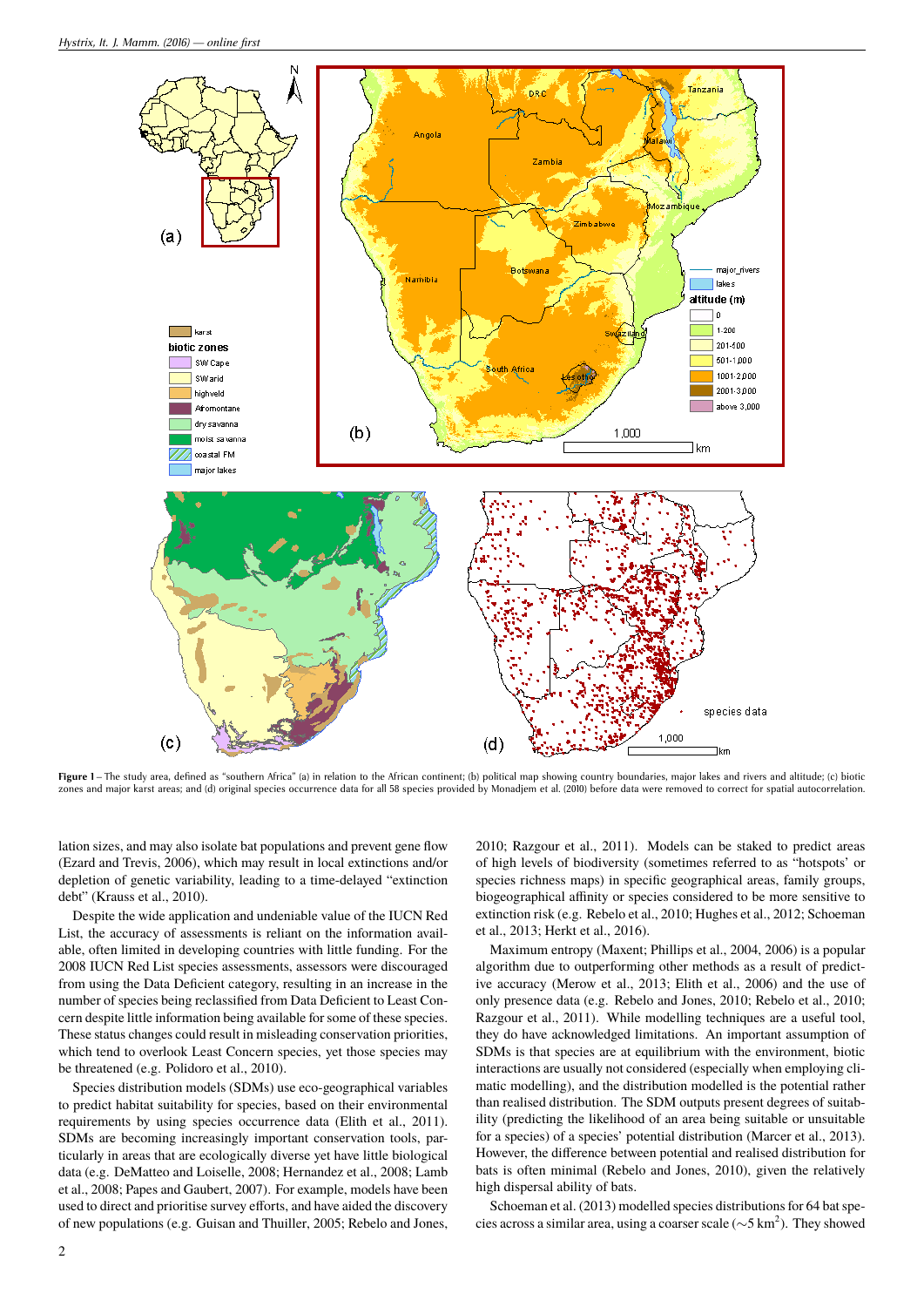Figure 1 – The study area, defined as "southern Africa" (a) in relation to the African continent; (b) political map showing country boundaries, major lakes and rivers and altitude; (c) biotic zones and major karst areas; and (d) original species occurrence data for all 58 species provided by Monadjem et al. (2010) before data were removed to correct for spatial autocorrelation.

lation sizes, and may also isolate bat populations and prevent gene flow (Ezard and Trevis, 2006), which may result in local extinctions and/or depletion of genetic variability, leading to a time-delayed "extinction debt" (Krauss et al., 2010).

Despite the wide application and undeniable value of the IUCN Red List, the accuracy of assessments is reliant on the information available, often limited in developing countries with little funding. For the 2008 IUCN Red List species assessments, assessors were discouraged from using the Data Deficient category, resulting in an increase in the number of species being reclassified from Data Deficient to Least Concern despite little information being available for some of these species. These status changes could result in misleading conservation priorities, which tend to overlook Least Concern species, yet those species may be threatened (e.g. Polidoro et al., 2010).

Species distribution models (SDMs) use eco-geographical variables to predict habitat suitability for species, based on their environmental requirements by using species occurrence data (Elith et al., 2011). SDMs are becoming increasingly important conservation tools, particularly in areas that are ecologically diverse yet have little biological data (e.g. DeMatteo and Loiselle, 2008; Hernandez et al., 2008; Lamb et al., 2008; Papes and Gaubert, 2007). For example, models have been used to direct and prioritise survey efforts, and have aided the discovery of new populations (e.g. Guisan and Thuiller, 2005; Rebelo and Jones, 2010; Razgour et al., 2011). Models can be staked to predict areas of high levels of biodiversity (sometimes referred to as "hotspots' or species richness maps) in specific geographical areas, family groups, biogeographical affinity or species considered to be more sensitive to extinction risk (e.g. Rebelo et al., 2010; Hughes et al., 2012; Schoeman et al., 2013; Herkt et al., 2016).

Maximum entropy (Maxent; Phillips et al., 2004, 2006) is a popular algorithm due to outperforming other methods as a result of predictive accuracy (Merow et al., 2013; Elith et al., 2006) and the use of only presence data (e.g. Rebelo and Jones, 2010; Rebelo et al., 2010; Razgour et al., 2011). While modelling techniques are a useful tool, they do have acknowledged limitations. An important assumption of SDMs is that species are at equilibrium with the environment, biotic interactions are usually not considered (especially when employing climatic modelling), and the distribution modelled is the potential rather than realised distribution. The SDM outputs present degrees of suitability (predicting the likelihood of an area being suitable or unsuitable for a species) of a species' potential distribution (Marcer et al., 2013). However, the difference between potential and realised distribution for bats is often minimal (Rebelo and Jones, 2010), given the relatively high dispersal ability of bats.

Schoeman et al. (2013) modelled species distributions for 64 bat species across a similar area, using a coarser scale ($\sim$5 km$^2$). They showed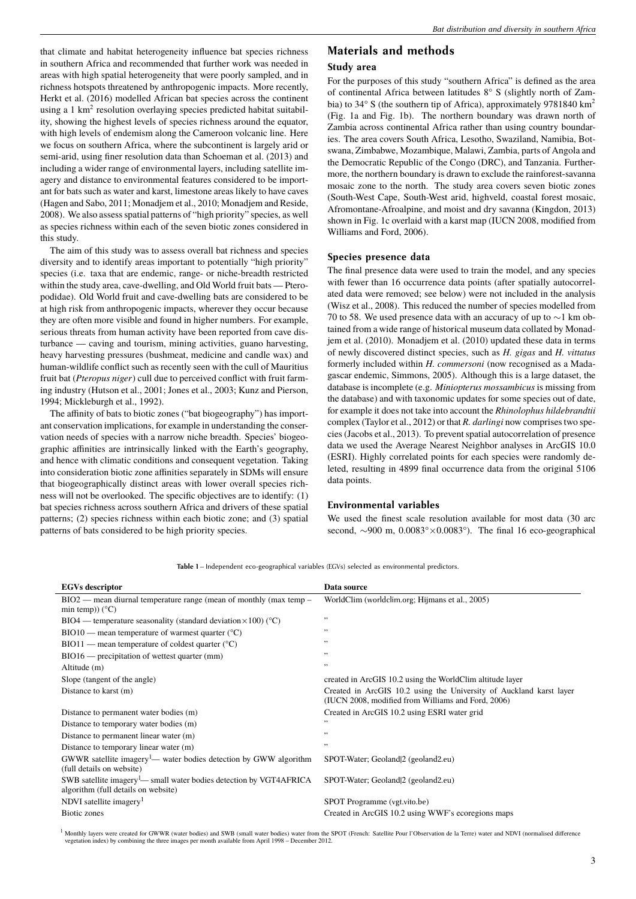that climate and habitat heterogeneity influence bat species richness in southern Africa and recommended that further work was needed in areas with high spatial heterogeneity that were poorly sampled, and in richness hotspots threatened by anthropogenic impacts. More recently, Herkt et al. (2016) modelled African bat species across the continent using a 1 km$^2$ resolution overlaying species predicted habitat suitability, showing the highest levels of species richness around the equator, with high levels of endemism along the Cameroon volcanic line. Here we focus on southern Africa, where the subcontinent is largely arid or semi-arid, using finer resolution data than Schoeman et al. (2013) and including a wider range of environmental layers, including satellite imagery and distance to environmental features considered to be important for bats such as water and karst, limestone areas likely to have caves (Hagen and Sabo, 2011; Monadjem et al., 2010; Monadjem and Reside, 2008). We also assess spatial patterns of "high priority" species, as well as species richness within each of the seven biotic zones considered in this study.

The aim of this study was to assess overall bat richness and species diversity and to identify areas important to potentially "high priority" species (i.e. taxa that are endemic, range- or niche-breadth restricted within the study area, cave-dwelling, and Old World fruit bats — Pteropodidae). Old World fruit and cave-dwelling bats are considered to be at high risk from anthropogenic impacts, wherever they occur because they are often more visible and found in higher numbers. For example, serious threats from human activity have been reported from cave disturbance — caving and tourism, mining activities, guano harvesting, heavy harvesting pressures (bushmeat, medicine and candle wax) and human-wildlife conflict such as recently seen with the cull of Mauritius fruit bat (*Pteropus niger*) cull due to perceived conflict with fruit farming industry (Hutson et al., 2001; Jones et al., 2003; Kunz and Pierson, 1994; Mickleburgh et al., 1992).

The affinity of bats to biotic zones ("bat biogeography") has important conservation implications, for example in understanding the conservation needs of species with a narrow niche breadth. Species' biogeographic affinities are intrinsically linked with the Earth's geography, and hence with climatic conditions and consequent vegetation. Taking into consideration biotic zone affinities separately in SDMs will ensure that biogeographically distinct areas with lower overall species richness will not be overlooked. The specific objectives are to identify: (1) bat species richness across southern Africa and drivers of these spatial patterns; (2) species richness within each biotic zone; and (3) spatial patterns of bats considered to be high priority species.

## Materials and methods

### Study area

For the purposes of this study "southern Africa" is defined as the area of continental Africa between latitudes 8° S (slightly north of Zambia) to 34° S (the southern tip of Africa), approximately 9781840 km$^2$ (Fig. 1a and Fig. 1b). The northern boundary was drawn north of Zambia across continental Africa rather than using country boundaries. The area covers South Africa, Lesotho, Swaziland, Namibia, Botswana, Zimbabwe, Mozambique, Malawi, Zambia, parts of Angola and the Democratic Republic of the Congo (DRC), and Tanzania. Furthermore, the northern boundary is drawn to exclude the rainforest-savanna mosaic zone to the north. The study area covers seven biotic zones (South-West Cape, South-West arid, highveld, coastal forest mosaic, Afromontane-Afroalpine, and moist and dry savanna (Kingdon, 2013) shown in Fig. 1c overlaid with a karst map (IUCN 2008, modified from Williams and Ford, 2006).

### Species presence data

The final presence data were used to train the model, and any species with fewer than 16 occurrence data points (after spatially autocorrelated data were removed; see below) were not included in the analysis (Wisz et al., 2008). This reduced the number of species modelled from 70 to 58. We used presence data with an accuracy of up to ∼1 km obtained from a wide range of historical museum data collated by Monadjem et al. (2010). Monadjem et al. (2010) updated these data in terms of newly discovered distinct species, such as *H. gigas* and *H. vittatus* formerly included within *H. commersoni* (now recognised as a Madagascar endemic, Simmons, 2005). Although this is a large dataset, the database is incomplete (e.g. *Miniopterus mossambicus* is missing from the database) and with taxonomic updates for some species out of date, for example it does not take into account the *Rhinolophus hildebrandtii* complex (Taylor et al., 2012) or that *R. darlingi* now comprises two species (Jacobs et al., 2013). To prevent spatial autocorrelation of presence data we used the Average Nearest Neighbor analyses in ArcGIS 10.0 (ESRI). Highly correlated points for each species were randomly deleted, resulting in 4899 final occurrence data from the original 5106 data points.

### Environmental variables

We used the finest scale resolution available for most data (30 arc second, ∼900 m, 0.0083°×0.0083°). The final 16 eco-geographical

**Table 1** – Independent eco-geographical variables (EGVs) selected as environmental predictors.

| EGVs descriptor | Data source |
|---|---|
| BIO2 — mean diurnal temperature range (mean of monthly (max temp – min temp)) (°C) | WorldClim (worldclim.org; Hijmans et al., 2005) |
| BIO4 — temperature seasonality (standard deviation×100) (°C) | " |
| BIO10 — mean temperature of warmest quarter (°C) | " |
| BIO11 — mean temperature of coldest quarter (°C) | " |
| BIO16 — precipitation of wettest quarter (mm) | " |
| Altitude (m) | " |
| Slope (tangent of the angle) | created in ArcGIS 10.2 using the WorldClim altitude layer |
| Distance to karst (m) | Created in ArcGIS 10.2 using the University of Auckland karst layer (IUCN 2008, modified from Williams and Ford, 2006) |
| Distance to permanent water bodies (m) | Created in ArcGIS 10.2 using ESRI water grid |
| Distance to temporary water bodies (m) | " |
| Distance to permanent linear water (m) | " |
| Distance to temporary linear water (m) | " |
| GWWR satellite imagery[1]— water bodies detection by GWW algorithm (full details on website) | SPOT-Water; Geoland\|2 (geoland2.eu) |
| SWB satellite imagery[1]— small water bodies detection by VGT4AFRICA algorithm (full details on website) | SPOT-Water; Geoland\|2 (geoland2.eu) |
| NDVI satellite imagery[1] | SPOT Programme (vgt.vito.be) |
| Biotic zones | Created in ArcGIS 10.2 using WWF's ecoregions maps |

[1] Monthly layers were created for GWWR (water bodies) and SWB (small water bodies) water from the SPOT (French: Satellite Pour l'Observation de la Terre) water and NDVI (normalised difference vegetation index) by combining the three images per month available from April 1998 – December 2012.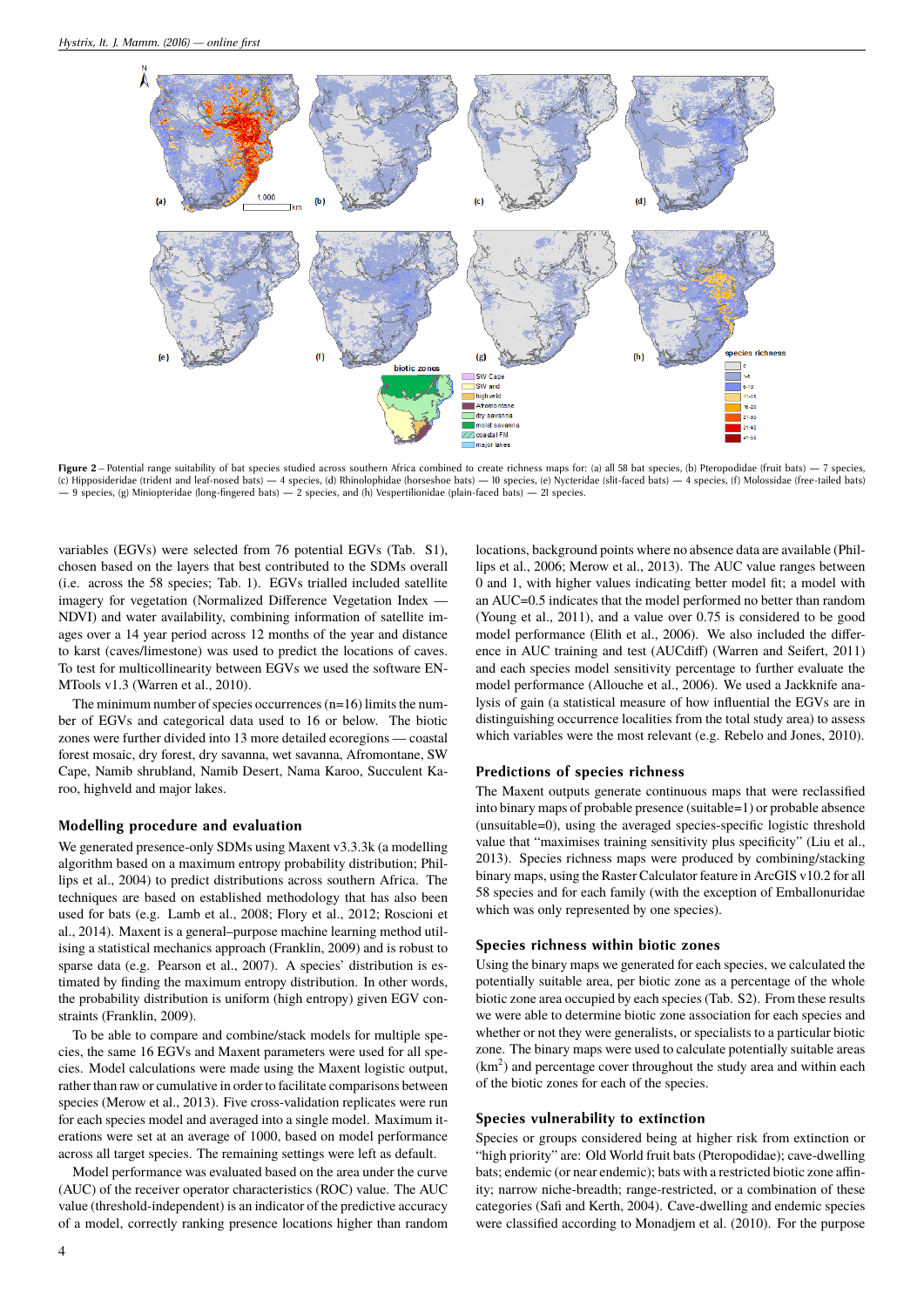**Figure 2** – Potential range suitability of bat species studied across southern Africa combined to create richness maps for: (a) all 58 bat species, (b) Pteropodidae (fruit bats) — 7 species, (c) Hipposideridae (trident and leaf-nosed bats) — 4 species, (d) Rhinolophidae (horseshoe bats) — 10 species, (e) Nycteridae (slit-faced bats) — 4 species, (f) Molossidae (free-tailed bats) — 9 species, (g) Miniopteridae (long-fingered bats) — 2 species, and (h) Vespertilionidae (plain-faced bats) — 21 species.

variables (EGVs) were selected from 76 potential EGVs (Tab. S1), chosen based on the layers that best contributed to the SDMs overall (i.e. across the 58 species; Tab. 1). EGVs trialled included satellite imagery for vegetation (Normalized Difference Vegetation Index — NDVI) and water availability, combining information of satellite images over a 14 year period across 12 months of the year and distance to karst (caves/limestone) was used to predict the locations of caves. To test for multicollinearity between EGVs we used the software ENMTools v1.3 (Warren et al., 2010).

The minimum number of species occurrences (n=16) limits the number of EGVs and categorical data used to 16 or below. The biotic zones were further divided into 13 more detailed ecoregions — coastal forest mosaic, dry forest, dry savanna, wet savanna, Afromontane, SW Cape, Namib shrubland, Namib Desert, Nama Karoo, Succulent Karoo, highveld and major lakes.

## Modelling procedure and evaluation

We generated presence-only SDMs using Maxent v3.3.3k (a modelling algorithm based on a maximum entropy probability distribution; Phillips et al., 2004) to predict distributions across southern Africa. The techniques are based on established methodology that has also been used for bats (e.g. Lamb et al., 2008; Flory et al., 2012; Roscioni et al., 2014). Maxent is a general–purpose machine learning method utilising a statistical mechanics approach (Franklin, 2009) and is robust to sparse data (e.g. Pearson et al., 2007). A species' distribution is estimated by finding the maximum entropy distribution. In other words, the probability distribution is uniform (high entropy) given EGV constraints (Franklin, 2009).

To be able to compare and combine/stack models for multiple species, the same 16 EGVs and Maxent parameters were used for all species. Model calculations were made using the Maxent logistic output, rather than raw or cumulative in order to facilitate comparisons between species (Merow et al., 2013). Five cross-validation replicates were run for each species model and averaged into a single model. Maximum iterations were set at an average of 1000, based on model performance across all target species. The remaining settings were left as default.

Model performance was evaluated based on the area under the curve (AUC) of the receiver operator characteristics (ROC) value. The AUC value (threshold-independent) is an indicator of the predictive accuracy of a model, correctly ranking presence locations higher than random locations, background points where no absence data are available (Phillips et al., 2006; Merow et al., 2013). The AUC value ranges between 0 and 1, with higher values indicating better model fit; a model with an AUC=0.5 indicates that the model performed no better than random (Young et al., 2011), and a value over 0.75 is considered to be good model performance (Elith et al., 2006). We also included the difference in AUC training and test (AUCdiff) (Warren and Seifert, 2011) and each species model sensitivity percentage to further evaluate the model performance (Allouche et al., 2006). We used a Jackknife analysis of gain (a statistical measure of how influential the EGVs are in distinguishing occurrence localities from the total study area) to assess which variables were the most relevant (e.g. Rebelo and Jones, 2010).

## Predictions of species richness

The Maxent outputs generate continuous maps that were reclassified into binary maps of probable presence (suitable=1) or probable absence (unsuitable=0), using the averaged species-specific logistic threshold value that "maximises training sensitivity plus specificity" (Liu et al., 2013). Species richness maps were produced by combining/stacking binary maps, using the Raster Calculator feature in ArcGIS v10.2 for all 58 species and for each family (with the exception of Emballonuridae which was only represented by one species).

## Species richness within biotic zones

Using the binary maps we generated for each species, we calculated the potentially suitable area, per biotic zone as a percentage of the whole biotic zone area occupied by each species (Tab. S2). From these results we were able to determine biotic zone association for each species and whether or not they were generalists, or specialists to a particular biotic zone. The binary maps were used to calculate potentially suitable areas ($km^2$) and percentage cover throughout the study area and within each of the biotic zones for each of the species.

## Species vulnerability to extinction

Species or groups considered being at higher risk from extinction or "high priority" are: Old World fruit bats (Pteropodidae); cave-dwelling bats; endemic (or near endemic); bats with a restricted biotic zone affinity; narrow niche-breadth; range-restricted, or a combination of these categories (Safi and Kerth, 2004). Cave-dwelling and endemic species were classified according to Monadjem et al. (2010). For the purpose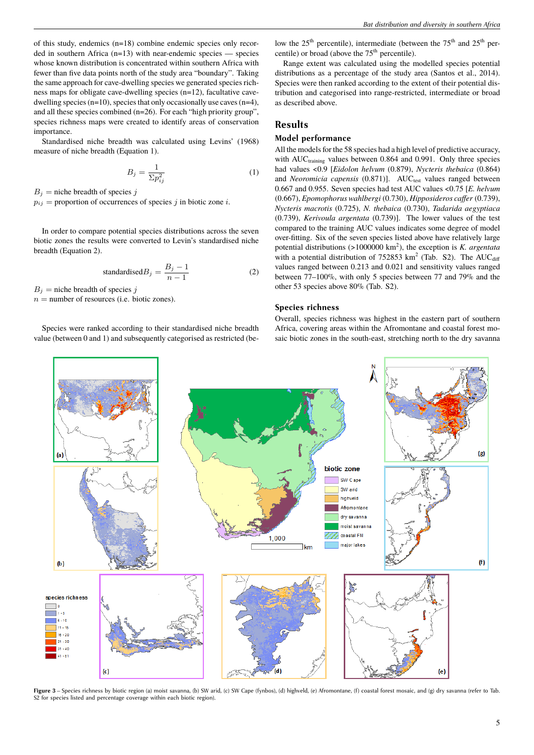of this study, endemics (n=18) combine endemic species only recorded in southern Africa (n=13) with near-endemic species — species whose known distribution is concentrated within southern Africa with fewer than five data points north of the study area "boundary". Taking the same approach for cave-dwelling species we generated species richness maps for obligate cave-dwelling species (n=12), facultative cave-dwelling species (n=10), species that only occasionally use caves (n=4), and all these species combined (n=26). For each "high priority group", species richness maps were created to identify areas of conservation importance.

Standardised niche breadth was calculated using Levins' (1968) measure of niche breadth (Equation 1).

$$B_j = \frac{1}{\Sigma p_{ij}^2} \tag{1}$$

$B_j$ = niche breadth of species $j$
$p_{ij}$ = proportion of occurrences of species $j$ in biotic zone $i$.

In order to compare potential species distributions across the seven biotic zones the results were converted to Levin's standardised niche breadth (Equation 2).

$$\text{standardised}B_j = \frac{B_j - 1}{n - 1} \tag{2}$$

$B_j$ = niche breadth of species $j$
$n$ = number of resources (i.e. biotic zones).

Species were ranked according to their standardised niche breadth value (between 0 and 1) and subsequently categorised as restricted (below the 25[th] percentile), intermediate (between the 75[th] and 25[th] percentile) or broad (above the 75[th] percentile).

Range extent was calculated using the modelled species potential distributions as a percentage of the study area (Santos et al., 2014). Species were then ranked according to the extent of their potential distribution and categorised into range-restricted, intermediate or broad as described above.

# Results

## Model performance

All the models for the 58 species had a high level of predictive accuracy, with $AUC_{training}$ values between 0.864 and 0.991. Only three species had values <0.9 [*Eidolon helvum* (0.879), *Nycteris thebaica* (0.864) and *Neoromicia capensis* (0.871)]. $AUC_{test}$ values ranged between 0.667 and 0.955. Seven species had test AUC values <0.75 [*E. helvum* (0.667), *Epomophorus wahlbergi* (0.730), *Hipposideros caffer* (0.739), *Nycteris macrotis* (0.725), *N. thebaica* (0.730), *Tadarida aegyptiaca* (0.739), *Kerivoula argentata* (0.739)]. The lower values of the test compared to the training AUC values indicates some degree of model over-fitting. Six of the seven species listed above have relatively large potential distributions (>1000000 km$^2$), the exception is *K. argentata* with a potential distribution of 752853 km$^2$ (Tab. S2). The $AUC_{diff}$ values ranged between 0.213 and 0.021 and sensitivity values ranged between 77–100%, with only 5 species between 77 and 79% and the other 53 species above 80% (Tab. S2).

## Species richness

Overall, species richness was highest in the eastern part of southern Africa, covering areas within the Afromontane and coastal forest mosaic biotic zones in the south-east, stretching north to the dry savanna

**Figure 3** – Species richness by biotic region (a) moist savanna, (b) SW arid, (c) SW Cape (fynbos), (d) highveld, (e) Afromontane, (f) coastal forest mosaic, and (g) dry savanna (refer to Tab. S2 for species listed and percentage coverage within each biotic region).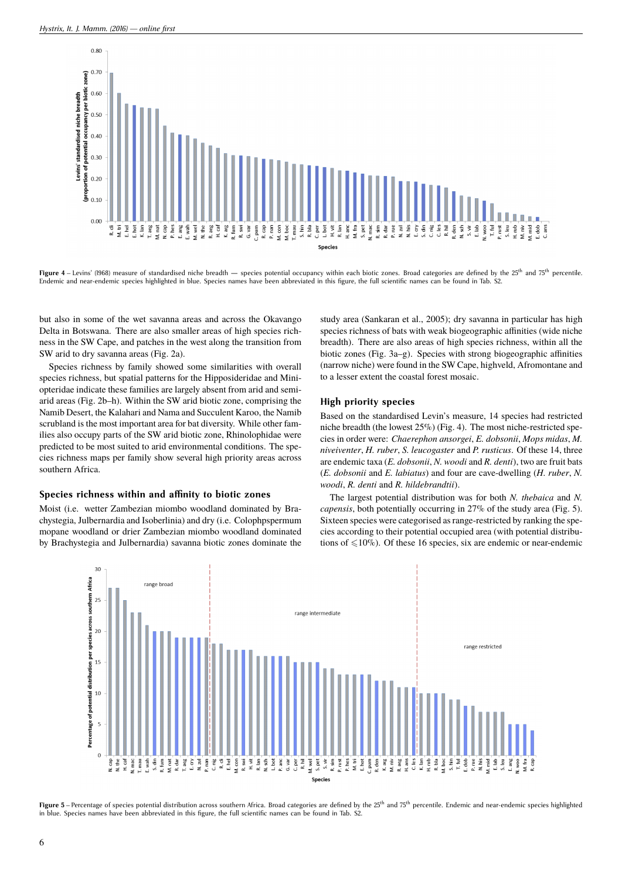Figure 4 – Levins' (1968) measure of standardised niche breadth — species potential occupancy within each biotic zones. Broad categories are defined by the 25th and 75th percentile. Endemic and near-endemic species highlighted in blue. Species names have been abbreviated in this figure, the full scientific names can be found in Tab. S2.

but also in some of the wet savanna areas and across the Okavango Delta in Botswana. There are also smaller areas of high species richness in the SW Cape, and patches in the west along the transition from SW arid to dry savanna areas (Fig. 2a).

Species richness by family showed some similarities with overall species richness, but spatial patterns for the Hipposideridae and Miniopteridae indicate these families are largely absent from arid and semi-arid areas (Fig. 2b–h). Within the SW arid biotic zone, comprising the Namib Desert, the Kalahari and Nama and Succulent Karoo, the Namib scrubland is the most important area for bat diversity. While other families also occupy parts of the SW arid biotic zone, Rhinolophidae were predicted to be most suited to arid environmental conditions. The species richness maps per family show several high priority areas across southern Africa.

## Species richness within and affinity to biotic zones

Moist (i.e. wetter Zambezian miombo woodland dominated by Brachystegia, Julbernardia and Isoberlinia) and dry (i.e. Colophpspermum mopane woodland or drier Zambezian miombo woodland dominated by Brachystegia and Julbernardia) savanna biotic zones dominate the study area (Sankaran et al., 2005); dry savanna in particular has high species richness of bats with weak biogeographic affinities (wide niche breadth). There are also areas of high species richness, within all the biotic zones (Fig. 3a–g). Species with strong biogeographic affinities (narrow niche) were found in the SW Cape, highveld, Afromontane and to a lesser extent the coastal forest mosaic.

## High priority species

Based on the standardised Levin's measure, 14 species had restricted niche breadth (the lowest 25%) (Fig. 4). The most niche-restricted species in order were: *Chaerephon ansorgei*, *E. dobsonii*, *Mops midas*, *M. niveiventer*, *H. ruber*, *S. leucogaster* and *P. rusticus*. Of these 14, three are endemic taxa (*E. dobsonii*, *N. woodi* and *R. denti*), two are fruit bats (*E. dobsonii* and *E. labiatus*) and four are cave-dwelling (*H. ruber*, *N. woodi*, *R. denti* and *R. hildebrandtii*).

The largest potential distribution was for both *N. thebaica* and *N. capensis*, both potentially occurring in 27% of the study area (Fig. 5). Sixteen species were categorised as range-restricted by ranking the species according to their potential occupied area (with potential distributions of ⩽10%). Of these 16 species, six are endemic or near-endemic

Figure 5 – Percentage of species potential distribution across southern Africa. Broad categories are defined by the 25th and 75th percentile. Endemic and near-endemic species highlighted in blue. Species names have been abbreviated in this figure, the full scientific names can be found in Tab. S2.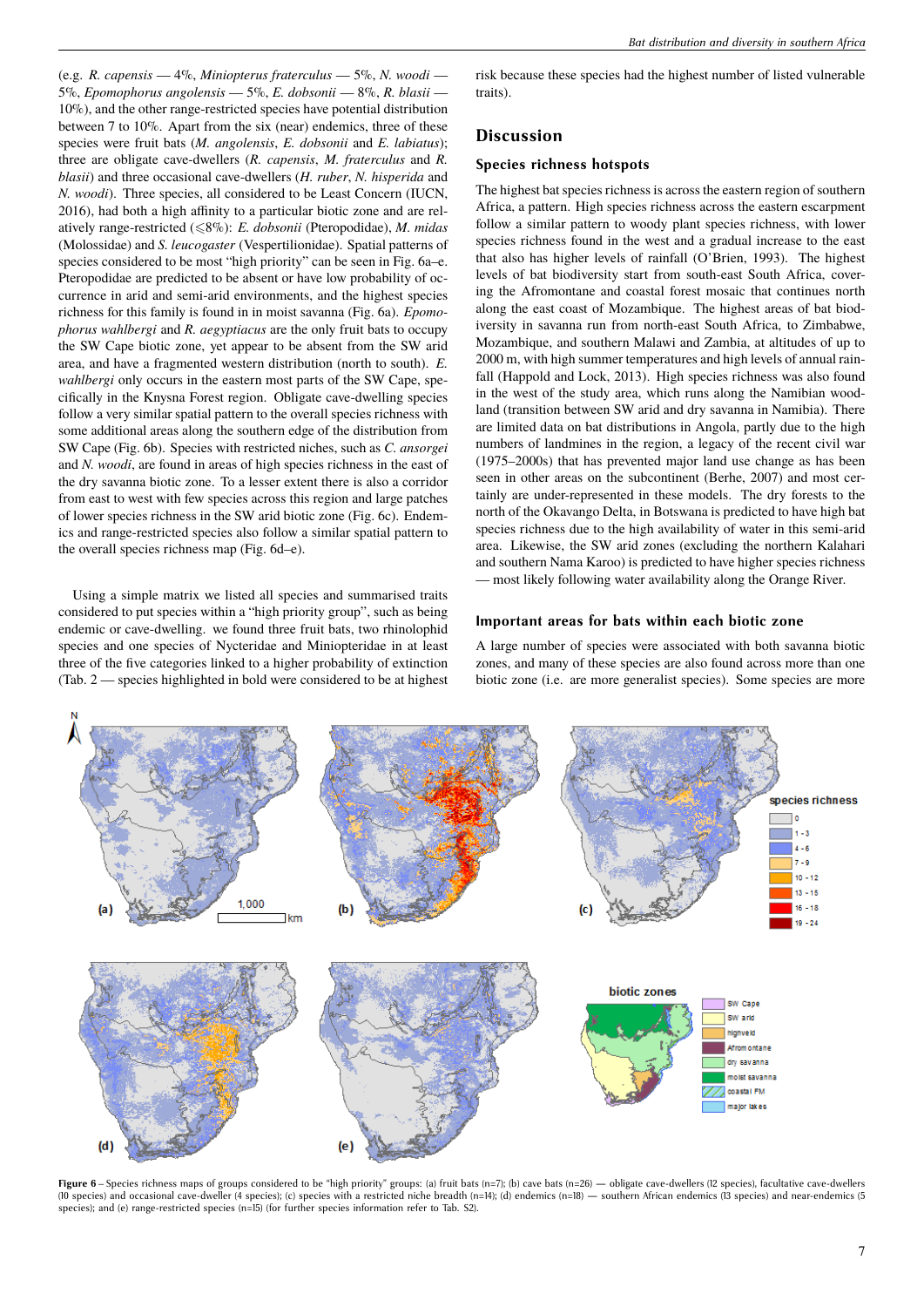(e.g. *R. capensis* — 4%, *Miniopterus fraterculus* — 5%, *N. woodi* — 5%, *Epomophorus angolensis* — 5%, *E. dobsonii* — 8%, *R. blasii* — 10%), and the other range-restricted species have potential distribution between 7 to 10%. Apart from the six (near) endemics, three of these species were fruit bats (*M. angolensis*, *E. dobsonii* and *E. labiatus*); three are obligate cave-dwellers (*R. capensis*, *M. fraterculus* and *R. blasii*) and three occasional cave-dwellers (*H. ruber*, *N. hisperida* and *N. woodi*). Three species, all considered to be Least Concern (IUCN, 2016), had both a high affinity to a particular biotic zone and are relatively range-restricted (⩽8%): *E. dobsonii* (Pteropodidae), *M. midas* (Molossidae) and *S. leucogaster* (Vespertilionidae). Spatial patterns of species considered to be most "high priority" can be seen in Fig. 6a–e. Pteropodidae are predicted to be absent or have low probability of occurrence in arid and semi-arid environments, and the highest species richness for this family is found in in moist savanna (Fig. 6a). *Epomophorus wahlbergi* and *R. aegyptiacus* are the only fruit bats to occupy the SW Cape biotic zone, yet appear to be absent from the SW arid area, and have a fragmented western distribution (north to south). *E. wahlbergi* only occurs in the eastern most parts of the SW Cape, specifically in the Knysna Forest region. Obligate cave-dwelling species follow a very similar spatial pattern to the overall species richness with some additional areas along the southern edge of the distribution from SW Cape (Fig. 6b). Species with restricted niches, such as *C. ansorgei* and *N. woodi*, are found in areas of high species richness in the east of the dry savanna biotic zone. To a lesser extent there is also a corridor from east to west with few species across this region and large patches of lower species richness in the SW arid biotic zone (Fig. 6c). Endemics and range-restricted species also follow a similar spatial pattern to the overall species richness map (Fig. 6d–e).

Using a simple matrix we listed all species and summarised traits considered to put species within a "high priority group", such as being endemic or cave-dwelling. we found three fruit bats, two rhinolophid species and one species of Nycteridae and Miniopteridae in at least three of the five categories linked to a higher probability of extinction (Tab. 2 — species highlighted in bold were considered to be at highest risk because these species had the highest number of listed vulnerable traits).

## Discussion

### Species richness hotspots

The highest bat species richness is across the eastern region of southern Africa, a pattern. High species richness across the eastern escarpment follow a similar pattern to woody plant species richness, with lower species richness found in the west and a gradual increase to the east that also has higher levels of rainfall (O'Brien, 1993). The highest levels of bat biodiversity start from south-east South Africa, covering the Afromontane and coastal forest mosaic that continues north along the east coast of Mozambique. The highest areas of bat biodiversity in savanna run from north-east South Africa, to Zimbabwe, Mozambique, and southern Malawi and Zambia, at altitudes of up to 2000 m, with high summer temperatures and high levels of annual rainfall (Happold and Lock, 2013). High species richness was also found in the west of the study area, which runs along the Namibian woodland (transition between SW arid and dry savanna in Namibia). There are limited data on bat distributions in Angola, partly due to the high numbers of landmines in the region, a legacy of the recent civil war (1975–2000s) that has prevented major land use change as has been seen in other areas on the subcontinent (Berhe, 2007) and most certainly are under-represented in these models. The dry forests to the north of the Okavango Delta, in Botswana is predicted to have high bat species richness due to the high availability of water in this semi-arid area. Likewise, the SW arid zones (excluding the northern Kalahari and southern Nama Karoo) is predicted to have higher species richness — most likely following water availability along the Orange River.

### Important areas for bats within each biotic zone

A large number of species were associated with both savanna biotic zones, and many of these species are also found across more than one biotic zone (i.e. are more generalist species). Some species are more

Figure 6 – Species richness maps of groups considered to be "high priority" groups: (a) fruit bats (n=7); (b) cave bats (n=26) — obligate cave-dwellers (12 species), facultative cave-dwellers (10 species) and occasional cave-dweller (4 species); (c) species with a restricted niche breadth (n=14); (d) endemics (n=18) — southern African endemics (13 species) and near-endemics (5 species); and (e) range-restricted species (n=15) (for further species information refer to Tab. S2).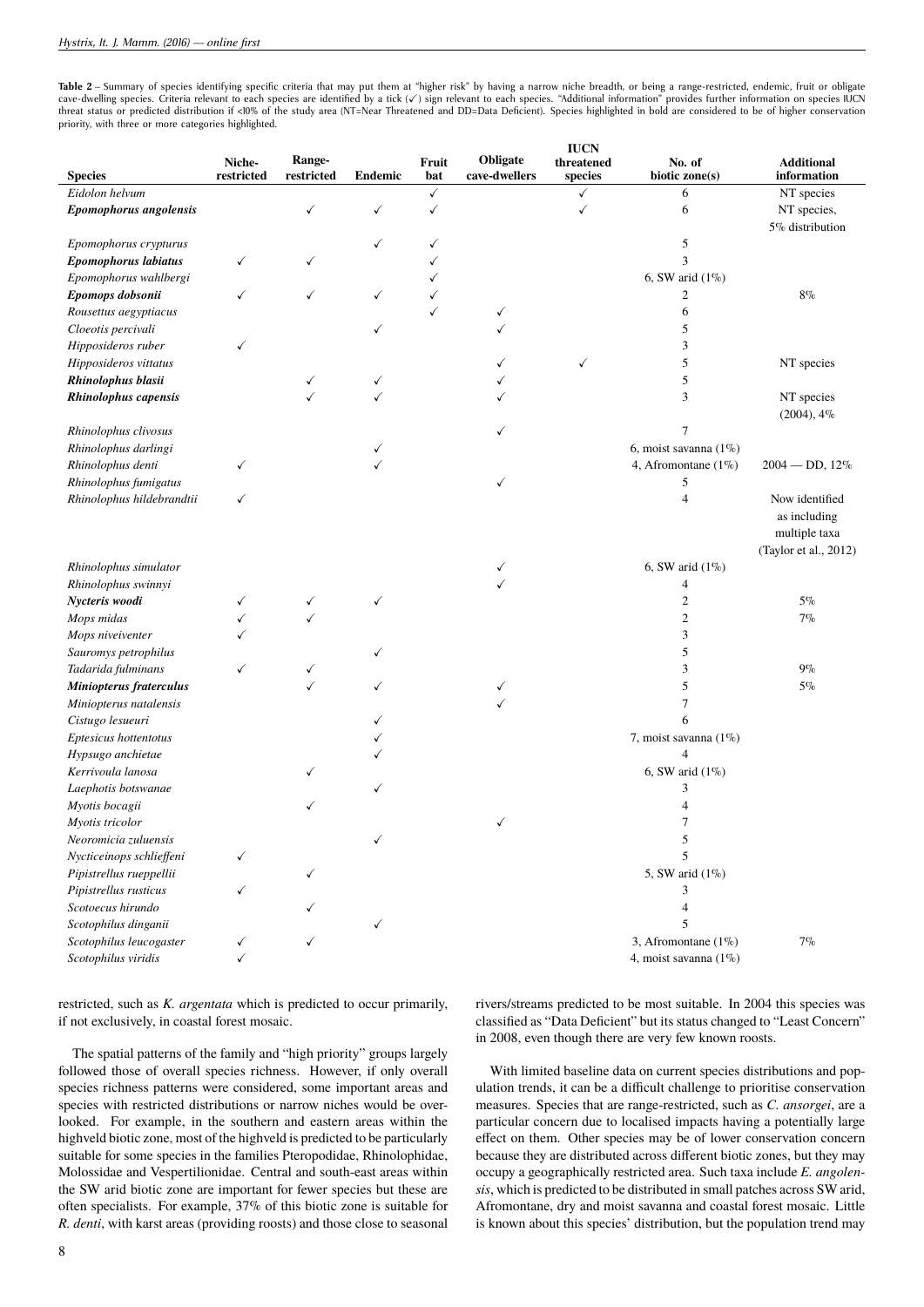**Table 2** – Summary of species identifying specific criteria that may put them at "higher risk" by having a narrow niche breadth, or being a range-restricted, endemic, fruit or obligate cave-dwelling species. Criteria relevant to each species are identified by a tick (✓) sign relevant to each species. "Additional information" provides further information on species IUCN threat status or predicted distribution if <10% of the study area (NT=Near Threatened and DD=Data Deficient). Species highlighted in bold are considered to be of higher conservation priority, with three or more categories highlighted.

| Species | Niche-restricted | Range-restricted | Endemic | Fruit bat | Obligate cave-dwellers | IUCN threatened species | No. of biotic zone(s) | Additional information |
|---|---|---|---|---|---|---|---|---|
| *Eidolon helvum* | | | | ✓ | | ✓ | 6 | NT species |
| ***Epomophorus angolensis*** | | ✓ | ✓ | ✓ | | ✓ | 6 | NT species, 5% distribution |
| *Epomophorus crypturus* | | | ✓ | ✓ | | | 5 | |
| ***Epomophorus labiatus*** | ✓ | ✓ | | ✓ | | | 3 | |
| *Epomophorus wahlbergi* | | | | ✓ | | | 6, SW arid (1%) | |
| ***Epomops dobsonii*** | ✓ | ✓ | ✓ | ✓ | | | 2 | 8% |
| *Rousettus aegyptiacus* | | | | ✓ | ✓ | | 6 | |
| *Cloeotis percivali* | | | ✓ | | ✓ | | 5 | |
| *Hipposideros ruber* | ✓ | | | | | | 3 | |
| *Hipposideros vittatus* | | | | | ✓ | ✓ | 5 | NT species |
| ***Rhinolophus blasii*** | | ✓ | ✓ | | ✓ | | 5 | |
| ***Rhinolophus capensis*** | | ✓ | ✓ | | ✓ | | 3 | NT species (2004), 4% |
| *Rhinolophus clivosus* | | | | | ✓ | | 7 | |
| *Rhinolophus darlingi* | | | ✓ | | | | 6, moist savanna (1%) | |
| *Rhinolophus denti* | ✓ | | ✓ | | | | 4, Afromontane (1%) | 2004 — DD, 12% |
| *Rhinolophus fumigatus* | | | | | ✓ | | 5 | |
| *Rhinolophus hildebrandtii* | ✓ | | | | | | 4 | Now identified as including multiple taxa (Taylor et al., 2012) |
| *Rhinolophus simulator* | | | | | ✓ | | 6, SW arid (1%) | |
| *Rhinolophus swinnyi* | | | | | ✓ | | 4 | |
| ***Nycteris woodi*** | ✓ | ✓ | ✓ | | | | 2 | 5% |
| *Mops midas* | ✓ | ✓ | | | | | 2 | 7% |
| *Mops niveiventer* | ✓ | | | | | | 3 | |
| *Sauromys petrophilus* | | | ✓ | | | | 5 | |
| *Tadarida fulminans* | ✓ | ✓ | | | | | 3 | 9% |
| ***Miniopterus fraterculus*** | | ✓ | ✓ | | ✓ | | 5 | 5% |
| *Miniopterus natalensis* | | | | | ✓ | | 7 | |
| *Cistugo lesueuri* | | | ✓ | | | | 6 | |
| *Eptesicus hottentotus* | | | ✓ | | | | 7, moist savanna (1%) | |
| *Hypsugo anchietae* | | | ✓ | | | | 4 | |
| *Kerrivoula lanosa* | | ✓ | | | | | 6, SW arid (1%) | |
| *Laephotis botswanae* | | | ✓ | | | | 3 | |
| *Myotis bocagii* | | ✓ | | | | | 4 | |
| *Myotis tricolor* | | | | | ✓ | | 7 | |
| *Neoromicia zuluensis* | | | ✓ | | | | 5 | |
| *Nycticeinops schlieffeni* | ✓ | | | | | | 5 | |
| *Pipistrellus rueppellii* | | ✓ | | | | | 5, SW arid (1%) | |
| *Pipistrellus rusticus* | ✓ | | | | | | 3 | |
| *Scotoecus hirundo* | | ✓ | | | | | 4 | |
| *Scotophilus dinganii* | | | ✓ | | | | 5 | |
| *Scotophilus leucogaster* | ✓ | ✓ | | | | | 3, Afromontane (1%) | 7% |
| *Scotophilus viridis* | ✓ | | | | | | 4, moist savanna (1%) | |

restricted, such as *K. argentata* which is predicted to occur primarily, if not exclusively, in coastal forest mosaic.

The spatial patterns of the family and "high priority" groups largely followed those of overall species richness. However, if only overall species richness patterns were considered, some important areas and species with restricted distributions or narrow niches would be overlooked. For example, in the southern and eastern areas within the highveld biotic zone, most of the highveld is predicted to be particularly suitable for some species in the families Pteropodidae, Rhinolophidae, Molossidae and Vespertilionidae. Central and south-east areas within the SW arid biotic zone are important for fewer species but these are often specialists. For example, 37% of this biotic zone is suitable for *R. denti*, with karst areas (providing roosts) and those close to seasonal rivers/streams predicted to be most suitable. In 2004 this species was classified as "Data Deficient" but its status changed to "Least Concern" in 2008, even though there are very few known roosts.

With limited baseline data on current species distributions and population trends, it can be a difficult challenge to prioritise conservation measures. Species that are range-restricted, such as *C. ansorgei*, are a particular concern due to localised impacts having a potentially large effect on them. Other species may be of lower conservation concern because they are distributed across different biotic zones, but they may occupy a geographically restricted area. Such taxa include *E. angolensis*, which is predicted to be distributed in small patches across SW arid, Afromontane, dry and moist savanna and coastal forest mosaic. Little is known about this species' distribution, but the population trend may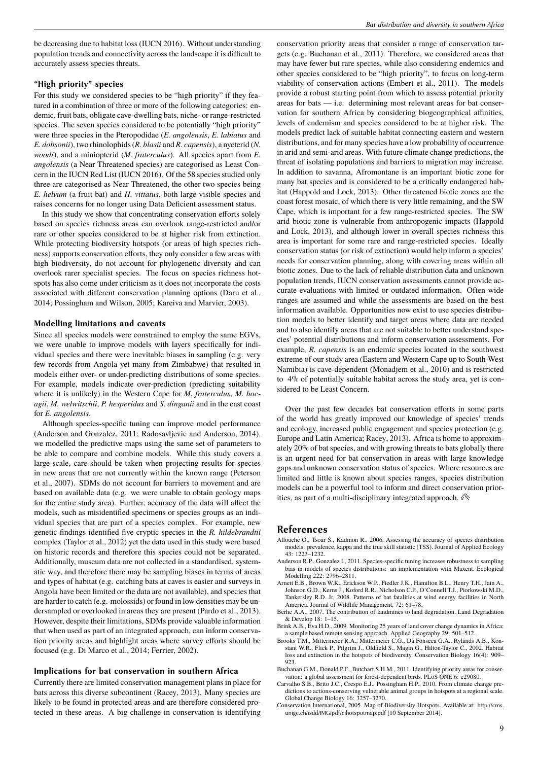be decreasing due to habitat loss (IUCN 2016). Without understanding population trends and connectivity across the landscape it is difficult to accurately assess species threats.

### "High priority" species

For this study we considered species to be "high priority" if they featured in a combination of three or more of the following categories: endemic, fruit bats, obligate cave-dwelling bats, niche- or range-restricted species. The seven species considered to be potentially "high priority" were three species in the Pteropodidae (*E. angolensis*, *E. labiatus* and *E. dobsonii*), two rhinolophids (*R. blasii* and *R. capensis*), a nycterid (*N. woodi*), and a miniopterid (*M. fraterculus*). All species apart from *E. angolensis* (a Near Threatened species) are categorised as Least Concern in the IUCN Red List (IUCN 2016). Of the 58 species studied only three are categorised as Near Threatened, the other two species being *E. helvum* (a fruit bat) and *H. vittatus*, both large visible species and raises concerns for no longer using Data Deficient assessment status.

In this study we show that concentrating conservation efforts solely based on species richness areas can overlook range-restricted and/or rare or other species considered to be at higher risk from extinction. While protecting biodiversity hotspots (or areas of high species richness) supports conservation efforts, they only consider a few areas with high biodiversity, do not account for phylogenetic diversity and can overlook rarer specialist species. The focus on species richness hotspots has also come under criticism as it does not incorporate the costs associated with different conservation planning options (Daru et al., 2014; Possingham and Wilson, 2005; Kareiva and Marvier, 2003).

### Modelling limitations and caveats

Since all species models were constrained to employ the same EGVs, we were unable to improve models with layers specifically for individual species and there were inevitable biases in sampling (e.g. very few records from Angola yet many from Zimbabwe) that resulted in models either over- or under-predicting distributions of some species. For example, models indicate over-prediction (predicting suitability where it is unlikely) in the Western Cape for *M. fraterculus*, *M. bocagii*, *M. welwitschii*, *P. hesperidus* and *S. dinganii* and in the east coast for *E. angolensis*.

Although species-specific tuning can improve model performance (Anderson and Gonzalez, 2011; Radosavljevic and Anderson, 2014), we modelled the predictive maps using the same set of parameters to be able to compare and combine models. While this study covers a large-scale, care should be taken when projecting results for species in new areas that are not currently within the known range (Peterson et al., 2007). SDMs do not account for barriers to movement and are based on available data (e.g. we were unable to obtain geology maps for the entire study area). Further, accuracy of the data will affect the models, such as misidentified specimens or species groups as an individual species that are part of a species complex. For example, new genetic findings identified five cryptic species in the *R. hildebrandtii* complex (Taylor et al., 2012) yet the data used in this study were based on historic records and therefore this species could not be separated. Additionally, museum data are not collected in a standardised, systematic way, and therefore there may be sampling biases in terms of areas and types of habitat (e.g. catching bats at caves is easier and surveys in Angola have been limited or the data are not available), and species that are harder to catch (e.g. molossids) or found in low densities may be undersampled or overlooked in areas they are present (Pardo et al., 2013). However, despite their limitations, SDMs provide valuable information that when used as part of an integrated approach, can inform conservation priority areas and highlight areas where survey efforts should be focused (e.g. Di Marco et al., 2014; Ferrier, 2002).

### Implications for bat conservation in southern Africa

Currently there are limited conservation management plans in place for bats across this diverse subcontinent (Racey, 2013). Many species are likely to be found in protected areas and are therefore considered protected in these areas. A big challenge in conservation is identifying conservation priority areas that consider a range of conservation targets (e.g. Buchanan et al., 2011). Therefore, we considered areas that may have fewer but rare species, while also considering endemics and other species considered to be "high priority", to focus on long-term viability of conservation actions (Embert et al., 2011). The models provide a robust starting point from which to assess potential priority areas for bats — i.e. determining most relevant areas for bat conservation for southern Africa by considering biogeographical affinities, levels of endemism and species considered to be at higher risk. The models predict lack of suitable habitat connecting eastern and western distributions, and for many species have a low probability of occurrence in arid and semi-arid areas. With future climate change predictions, the threat of isolating populations and barriers to migration may increase. In addition to savanna, Afromontane is an important biotic zone for many bat species and is considered to be a critically endangered habitat (Happold and Lock, 2013). Other threatened biotic zones are the coast forest mosaic, of which there is very little remaining, and the SW Cape, which is important for a few range-restricted species. The SW arid biotic zone is vulnerable from anthropogenic impacts (Happold and Lock, 2013), and although lower in overall species richness this area is important for some rare and range-restricted species. Ideally conservation status (or risk of extinction) would help inform a species' needs for conservation planning, along with covering areas within all biotic zones. Due to the lack of reliable distribution data and unknown population trends, IUCN conservation assessments cannot provide accurate evaluations with limited or outdated information. Often wide ranges are assumed and while the assessments are based on the best information available. Opportunities now exist to use species distribution models to better identify and target areas where data are needed and to also identify areas that are not suitable to better understand species' potential distributions and inform conservation assessments. For example, *R. capensis* is an endemic species located in the southwest extreme of our study area (Eastern and Western Cape up to South-West Namibia) is cave-dependent (Monadjem et al., 2010) and is restricted to 4% of potentially suitable habitat across the study area, yet is considered to be Least Concern.

Over the past few decades bat conservation efforts in some parts of the world has greatly improved our knowledge of species' trends and ecology, increased public engagement and species protection (e.g. Europe and Latin America; Racey, 2013). Africa is home to approximately 20% of bat species, and with growing threats to bats globally there is an urgent need for bat conservation in areas with large knowledge gaps and unknown conservation status of species. Where resources are limited and little is known about species ranges, species distribution models can be a powerful tool to inform and direct conservation priorities, as part of a multi-disciplinary integrated approach.

## References

Allouche O., Tsoar S., Kadmon R., 2006. Assessing the accuracy of species distribution models: prevalence, kappa and the true skill statistic (TSS). Journal of Applied Ecology 43: 1223–1232.

Anderson R.P., Gonzalez I., 2011. Species-specific tuning increases robustness to sampling bias in models of species distributions: an implementation with Maxent. Ecological Modelling 222: 2796–2811.

Arnett E.B., Brown W.K., Erickson W.P., Fiedler J.K., Hamilton B.L., Henry T.H., Jain A., Johnson G.D., Kerns J., Koford R.R., Nicholson C.P., O'Connell T.J., Piorkowski M.D., Tankersley R.D. Jr, 2008. Patterns of bat fatalities at wind energy facilities in North America. Journal of Wildlife Management, 72: 61–78.

Berhe A.A., 2007. The contribution of landmines to land degradation. Land Degradation & Develop 18: 1–15.

Brink A.B., Eva H.D., 2009. Monitoring 25 years of land cover change dynamics in Africa: a sample based remote sensing approach. Applied Geography 29: 501–512.

Brooks T.M., Mittermeier R.A., Mittermeier C.G., Da Fonseca G.A., Rylands A.B., Konstant W.R., Flick P., Pilgrim J., Oldfield S., Magin G., Hilton-Taylor C., 2002. Habitat loss and extinction in the hotspots of biodiversity. Conservation Biology 16(4): 909–923.

Buchanan G.M., Donald P.F., Butchart S.H.M., 2011. Identifying priority areas for conservation: a global assessment for forest-dependent birds. PLoS ONE 6: e29080.

Carvalho S.B., Brito J.C., Crespo E.J., Possingham H.P., 2010. From climate change predictions to actions-conserving vulnerable animal groups in hotspots at a regional scale. Global Change Biology 16: 3257–3270.

Conservation International, 2005. Map of Biodiversity Hotspots. Available at: http://cms.unige.ch/isdd/IMG/pdf/cihotspotmap.pdf [10 September 2014].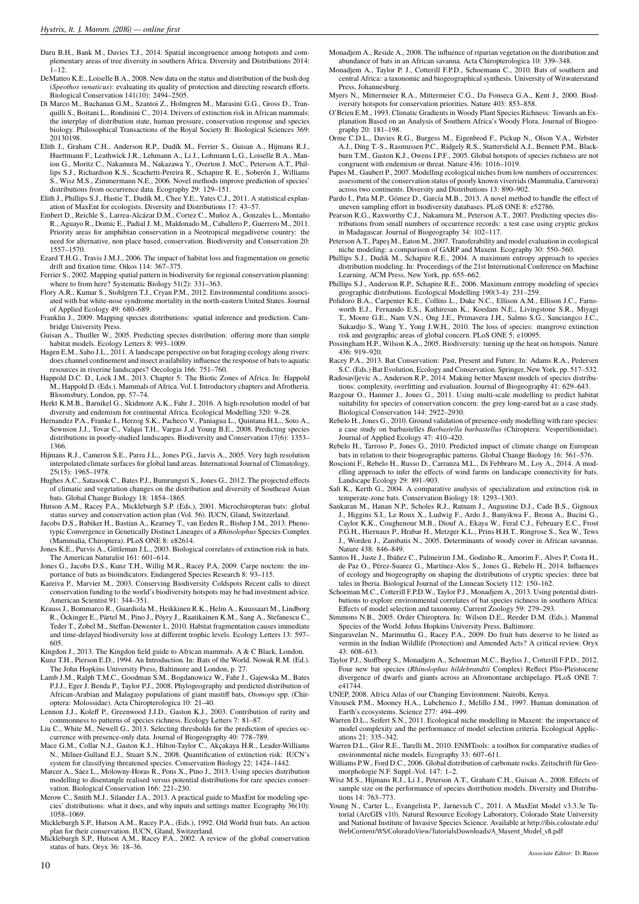Daru B.H., Bank M., Davies T.J., 2014. Spatial incongruence among hotspots and complementary areas of tree diversity in southern Africa. Diversity and Distributions 2014: 1–12.

DeMatteo K.E., Loiselle B.A., 2008. New data on the status and distribution of the bush dog (*Speothos venaticus*): evaluating its quality of protection and directing research efforts. Biological Conservation 141(10): 2494–2505.

Di Marco M., Buchanan G.M., Szantoi Z., Holmgren M., Marasini G.G., Gross D., Tranquilli S., Boitani L., Rondinini C., 2014. Drivers of extinction risk in African mammals: the interplay of distribution state, human pressure, conservation response and species biology. Philosophical Transactions of the Royal Society B: Biological Sciences 369: 20130198.

Elith J., Graham C.H., Anderson R.P., Dudík M., Ferrier S., Guisan A., Hijmans R.J., Huettmann F., Leathwick J.R., Lehmann A., Li J., Lohmann L.G., Loiselle B.A., Manion G., Moritz C., Nakamura M., Nakazawa Y., Overton J. McC., Peterson A.T., Phillips S.J., Richardson K.S., Scachetti-Pereira R., Schapire R. E., Soberón J., Williams S., Wisz M.S., Zimmermann N.E., 2006. Novel methods improve prediction of species' distributions from occurrence data. Ecography 29: 129–151.

Elith J., Phillips S.J., Hastie T., Dudík M., Chee Y.E., Yates C.J., 2011. A statistical explanation of MaxEnt for ecologists. Diversity and Distributions 17: 43–57.

Embert D., Reichle S., Larrea-Alcázar D.M., Cortez C., Muñoz A., Gonzales L., Montaño R., Aguayo R., Domic E., Padial J. M., Maldonado M., Caballero P., Guerrero M., 2011. Priority areas for amphibian conservation in a Neotropical megadiverse country: the need for alternative, non place based, conservation. Biodiversity and Conservation 20: 1557–1570.

Ezard T.H.G., Travis J.M.J., 2006. The impact of habitat loss and fragmentation on genetic drift and fixation time. Oikos 114: 367–375.

Ferrier S., 2002. Mapping spatial pattern in biodiversity for regional conservation planning: where to from here? Systematic Biology 51(2): 331–363.

Flory A.R., Kumar S., Stohlgren T.J., Cryan P.M., 2012. Environmental conditions associated with bat white-nose syndrome mortality in the north-eastern United States. Journal of Applied Ecology 49: 680–689.

Franklin J., 2009. Mapping species distributions: spatial inference and prediction. Cambridge University Press.

Guisan A., Thuiller W., 2005. Predicting species distribution: offering more than simple habitat models. Ecology Letters 8: 993–1009.

Hagen E.M., Sabo J.L., 2011. A landscape perspective on bat foraging ecology along rivers: does channel confinement and insect availability influence the response of bats to aquatic resources in riverine landscapes? Oecologia 166: 751–760.

Happold D.C. D., Lock J.M., 2013. Chapter 5: The Biotic Zones of Africa. In: Happold M., Happold D. (Eds.). Mammals of Africa. Vol. I. Introductory chapters and Afrotheria. Bloomsbury, London, pp. 57–74.

Herkt K.M.B., Barnikel G., Skidmore A.K., Fahr J., 2016. A high-resolution model of bat diversity and endemism for continental Africa. Ecological Modelling 320: 9–28.

Hernandez P.A., Franke I., Herzog S.K., Pacheco V., Paniagua L., Quintana H.L., Soto A., Sewnson J.J., Tovar C., Valqui T.H., Vargas J.,d Young B.E., 2008. Predicting species distributions in poorly-studied landscapes. Biodiversity and Conservation 17(6): 1353–1366.

Hijmans R.J., Cameron S.E., Parra J.L., Jones P.G., Jarvis A., 2005. Very high resolution interpolated climate surfaces for global land areas. International Journal of Climatology, 25(15): 1965–1978.

Hughes A.C., Satasook C., Bates P.J., Bumrungsri S., Jones G., 2012. The projected effects of climatic and vegetation changes on the distribution and diversity of Southeast Asian bats. Global Change Biology 18: 1854–1865.

Hutson A.M., Racey P.A., Mickleburgh S.P. (Eds.), 2001. Microchiropteran bats: global status survey and conservation action plan (Vol. 56). IUCN, Gland, Switzerland.

Jacobs D.S., Babiker H., Bastian A., Kearney T., van Eeden R., Bishop J.M., 2013. Phenotypic Convergence in Genetically Distinct Lineages of a *Rhinolophus* Species Complex (Mammalia, Chiroptera). PLoS ONE 8: e82614.

Jones K.E., Purvis A., Gittleman J.L., 2003. Biological correlates of extinction risk in bats. The American Naturalist 161: 601–614.

Jones G., Jacobs D.S., Kunz T.H., Willig M.R., Racey P.A, 2009. Carpe noctem: the importance of bats as bioindicators. Endangered Species Research 8: 93–115.

Kareiva P., Marvier M., 2003. Conserving Biodiversity Coldspots Recent calls to direct conservation funding to the world's biodiversity hotspots may be bad investment advice. American Scientist 91: 344–351.

Krauss J., Bommarco R., Guardiola M., Heikkinen R.K., Helm A., Kuussaari M., Lindborg R., Öckinger E., Pärtel M., Pino J., Pöyry J., Raatikainen K.M., Sang A., Stefanescu C., Teder T., Zobel M., Steffan-Dewenter I., 2010. Habitat fragmentation causes immediate and time-delayed biodiversity loss at different trophic levels. Ecology Letters 13: 597–605.

Kingdon J., 2013. The Kingdon field guide to African mammals. A & C Black, London.

Kunz T.H., Pierson E.D., 1994. An Introduction. In: Bats of the World. Nowak R.M. (Ed.). The John Hopkins University Press, Baltimore and London, p. 27.

Lamb J.M., Ralph T.M.C., Goodman S.M., Bogdanowicz W., Fahr J., Gajewska M., Bates P.J.J., Eger J. Benda P., Taylor P.J., 2008. Phylogeography and predicted distribution of African-Arabian and Malagasy populations of giant mastiff bats, *Otomops* spp. (Chiroptera: Molossidae). Acta Chiropterologica 10: 21–40.

Lennon J.J., Koleff P., Greenwood J.J.D., Gaston K.J., 2003. Contribution of rarity and commonness to patterns of species richness. Ecology Letters 7: 81–87.

Liu C., White M., Newell G., 2013. Selecting thresholds for the prediction of species occurrence with presence-only data. Journal of Biogeography 40: 778–789.

Mace G.M., Collar N.J., Gaston K.J., Hilton-Taylor C., Akçakaya H.R., Leader-Williams N., Milner-Gulland E.J., Stuart S.N., 2008. Quantification of extinction risk: IUCN's system for classifying threatened species. Conservation Biology 22: 1424–1442.

Marcer A., Sáez L., Molowny-Horas R., Pons X., Pino J., 2013. Using species distribution modelling to disentangle realised versus potential distributions for rare species conservation. Biological Conservation 166: 221–230.

Merow C., Smith M.J., Silander J.A., 2013. A practical guide to MaxEnt for modeling species' distributions: what it does, and why inputs and settings matter. Ecography 36(10): 1058–1069.

Mickleburgh S.P., Hutson A.M., Racey P.A., (Eds.), 1992. Old World fruit bats. An action plan for their conservation. IUCN, Gland, Switzerland.

Mickleburgh S.P., Hutson A.M., Racey P.A., 2002. A review of the global conservation status of bats. Oryx 36: 18–36.

Monadjem A., Reside A., 2008. The influence of riparian vegetation on the distribution and abundance of bats in an African savanna. Acta Chiropterologica 10: 339–348.

Monadjem A., Taylor P. J., Cotterill F.P.D., Schoemann C., 2010. Bats of southern and central Africa: a taxonomic and biogeographical synthesis. University of Witwatersrand Press, Johannesburg.

Myers N., Mittermeier R.A., Mittermeier C.G., Da Fonseca G.A., Kent J., 2000. Biodiversity hotspots for conservation priorities. Nature 403: 853–858.

O'Brien E.M., 1993. Climatic Gradients in Woody Plant Species Richness: Towards an Explanation Based on an Analysis of Southern Africa's Woody Flora. Journal of Biogeography 20: 181–198.

Orme C.D.L., Davies R.G., Burgess M., Eigenbrod F., Pickup N., Olson V.A., Webster A.J., Ding T.-S., Rasmussen P.C., Ridgely R.S., Stattersfield A.J., Bennett P.M., Blackburn T.M., Gaston K.J., Owens I.P.F., 2005. Global hotspots of species richness are not congruent with endemism or threat. Nature 436: 1016–1019.

Papes M., Gaubert P., 2007. Modelling ecological niches from low numbers of occurrences: assessment of the conservation status of poorly known viverrids (Mammalia, Carnivora) across two continents. Diversity and Distributions 13: 890–902.

Pardo I., Pata M.P., Gómez D., García M.B., 2013. A novel method to handle the effect of uneven sampling effort in biodiversity databases. PLoS ONE 8: e52786.

Pearson R.G., Raxworthy C.J., Nakamura M., Peterson A.T., 2007. Predicting species distributions from small numbers of occurrence records: a test case using cryptic geckos in Madagascar. Journal of Biogeography 34: 102–117.

Peterson A.T., Papeş M., Eaton M., 2007. Transferability and model evaluation in ecological niche modeling: a comparison of GARP and Maxent. Ecography 30: 550–560.

Phillips S.J., Dudik M., Schapire R.E., 2004. A maximum entropy approach to species distribution modeling. In: Proceedings of the 21st International Conference on Machine Learning. ACM Press, New York, pp. 655–662.

Phillips S.J., Anderson R.P., Schapire R.E., 2006. Maximum entropy modeling of species geographic distributions. Ecological Modelling 190(3-4): 231–259.

Polidoro B.A., Carpenter K.E., Collins L., Duke N.C., Ellison A.M., Ellison J.C., Farnsworth E.J., Fernando E.S., Kathiresan K., Koedam N.E., Livingstone S.R., Miyagi T., Moore G.E., Nam V.N., Ong J.E., Primavera J.H., Salmo S.G., Sanciangco J.C., Sukardjo S., Wang Y., Yong J.W.H., 2010. The loss of species: mangrove extinction risk and geographic areas of global concern. PLoS ONE 5: e10095.

Possingham H.P., Wilson K.A., 2005. Biodiversity: turning up the heat on hotspots. Nature 436: 919–920.

Racey P.A., 2013. Bat Conservation: Past, Present and Future. In: Adams R.A., Pedersen S.C. (Eds.) Bat Evolution, Ecology and Conservation. Springer, New York, pp. 517–532.

Radosavljevic A., Anderson R.P., 2014. Making better Maxent models of species distributions: complexity, overfitting and evaluation. Journal of Biogeography 41: 629–643.

Razgour O., Hanmer J., Jones G., 2011. Using multi-scale modelling to predict habitat suitability for species of conservation concern: the grey long-eared bat as a case study. Biological Conservation 144: 2922–2930.

Rebelo H., Jones G., 2010. Ground validation of presence-only modelling with rare species: a case study on barbastelles *Barbastella barbastellus* (Chiroptera: Vespertilionidae). Journal of Applied Ecology 47: 410–420.

Rebelo H., Tarroso P., Jones G., 2010. Predicted impact of climate change on European bats in relation to their biogeographic patterns. Global Change Biology 16: 561–576.

Roscioni F., Rebelo H., Russo D., Carranza M.L., Di Febbraro M., Loy A., 2014. A modelling approach to infer the effects of wind farms on landscape connectivity for bats. Landscape Ecology 29: 891–903.

Safi K., Kerth G., 2004. A comparative analysis of specialization and extinction risk in temperate-zone bats. Conservation Biology 18: 1293–1303.

Sankaran M., Hanan N.P., Scholes R.J., Ratnam J., Augustine D.J., Cade B.S., Gignoux J., Higgins S.I., Le Roux X., Ludwig F., Ardo J., Banyikwa F., Bronn A., Bucini G., Caylor K.K., Coughenour M.B., Diouf A., Ekaya W., Feral C.J., February E.C., Frost P.G.H., Hiernaux P., Hrabar H., Metzger K.L., Prins H.H.T., Ringrose S., Sea W., Tews J., Worden J., Zambatis N., 2005. Determinants of woody cover in African savannas. Nature 438: 846–849.

Santos H., Juste J., Ibáñez C., Palmeirim J.M., Godinho R., Amorim F., Alves P, Costa H., de Paz O., Pérez-Suarez G., Martínez-Alos S., Jones G., Rebelo H., 2014. Influences of ecology and biogeography on shaping the distributions of cryptic species: three bat tales in Iberia. Biological Journal of the Linnean Society 112: 150–162.

Schoeman M.C., Cotterill F.P.D.W., Taylor P.J., Monadjem A., 2013. Using potential distributions to explore environmental correlates of bat species richness in southern Africa: Effects of model selection and taxonomy. Current Zoology 59: 279–293.

Simmons N.B., 2005. Order Chiroptera. In: Wilson D.E., Reeder D.M. (Eds.). Mammal Species of the World. Johns Hopkins University Press, Baltimore.

Singaravelan N., Marimuthu G., Racey P.A., 2009. Do fruit bats deserve to be listed as vermin in the Indian Wildlife (Protection) and Amended Acts? A critical review. Oryx 43: 608–613.

Taylor P.J., Stoffberg S., Monadjem A., Schoeman M.C., Bayliss J., Cotterill F.P.D., 2012. Four new bat species (*Rhinolophus hildebrandtii* Complex) Reflect Plio-Pleistocene divergence of dwarfs and giants across an Afromontane archipelago. PLoS ONE 7: e41744.

UNEP, 2008. Africa Atlas of our Changing Environment. Nairobi, Kenya.

Vitousek P.M., Mooney H.A., Lubchenco J., Melillo J.M., 1997. Human domination of Earth's ecosystems. Science 277: 494–499.

Warren D.L., Seifert S.N., 2011. Ecological niche modeling in Maxent: the importance of model complexity and the performance of model selection criteria. Ecological Applications 21: 335–342.

Warren D.L., Glor R.E., Turelli M., 2010. ENMTools: a toolbox for comparative studies of environmental niche models. Ecography 33: 607–611.

Williams P.W., Ford D.C., 2006. Global distribution of carbonate rocks. Zeitschrift für Geomorphologie N.F. Suppl.-Vol. 147: 1–2.

Wisz M.S., Hijmans R.J., Li J., Peterson A.T., Graham C.H., Guisan A., 2008. Effects of sample size on the performance of species distribution models. Diversity and Distributions 14: 763–773.

Young N., Carter L., Evangelista P., Jarnevich C., 2011. A MaxEnt Model v3.3.3e Tutorial (ArcGIS v10). Natural Resource Ecology Laboratory, Colorado State University and National Institute of Invasive Species Science. Available at http://ibis.colostate.edu/WebContent/WS/ColoradoView/TutorialsDownloads/A_Maxent_Model_v8.pdf

*Associate Editor:* D. Russo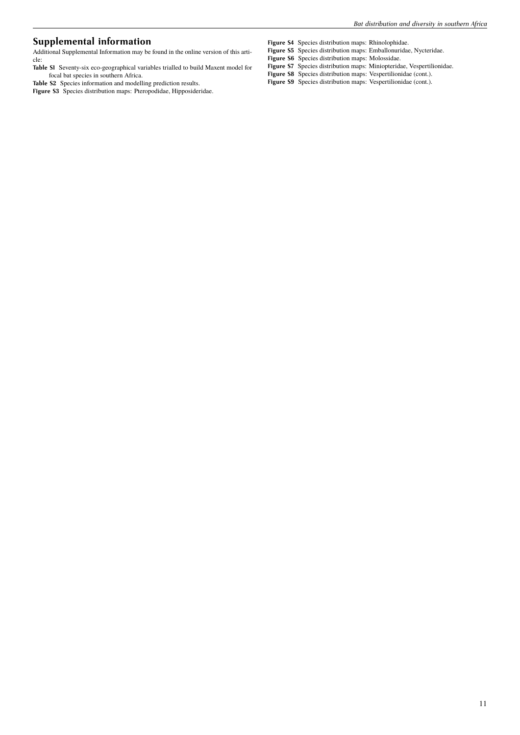## Supplemental information

Additional Supplemental Information may be found in the online version of this article:

**Table S1** Seventy-six eco-geographical variables trialled to build Maxent model for focal bat species in southern Africa.

**Table S2** Species information and modelling prediction results.

**Figure S3** Species distribution maps: Pteropodidae, Hipposideridae.

**Figure S4** Species distribution maps: Rhinolophidae.

**Figure S5** Species distribution maps: Emballonuridae, Nycteridae.

**Figure S6** Species distribution maps: Molossidae.

**Figure S7** Species distribution maps: Miniopteridae, Vespertilionidae.

**Figure S8** Species distribution maps: Vespertilionidae (cont.).

**Figure S9** Species distribution maps: Vespertilionidae (cont.).